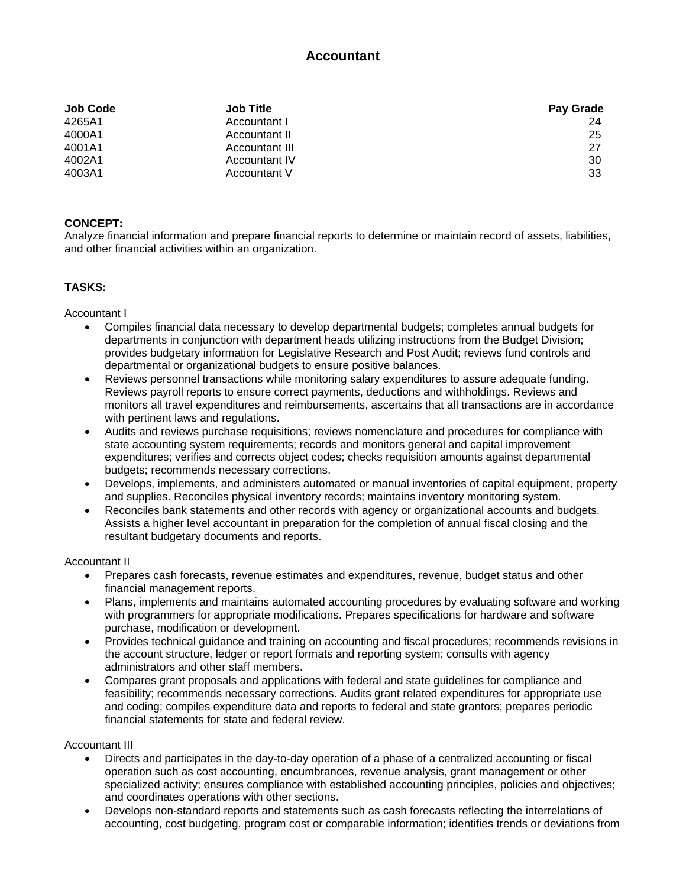# Accountant

| Job Code | Job Title | Pay Grade |
| --- | --- | --- |
| 4265A1 | Accountant I | 24 |
| 4000A1 | Accountant II | 25 |
| 4001A1 | Accountant III | 27 |
| 4002A1 | Accountant IV | 30 |
| 4003A1 | Accountant V | 33 |

**CONCEPT:**
Analyze financial information and prepare financial reports to determine or maintain record of assets, liabilities, and other financial activities within an organization.

**TASKS:**

Accountant I

- Compiles financial data necessary to develop departmental budgets; completes annual budgets for departments in conjunction with department heads utilizing instructions from the Budget Division; provides budgetary information for Legislative Research and Post Audit; reviews fund controls and departmental or organizational budgets to ensure positive balances.
- Reviews personnel transactions while monitoring salary expenditures to assure adequate funding. Reviews payroll reports to ensure correct payments, deductions and withholdings. Reviews and monitors all travel expenditures and reimbursements, ascertains that all transactions are in accordance with pertinent laws and regulations.
- Audits and reviews purchase requisitions; reviews nomenclature and procedures for compliance with state accounting system requirements; records and monitors general and capital improvement expenditures; verifies and corrects object codes; checks requisition amounts against departmental budgets; recommends necessary corrections.
- Develops, implements, and administers automated or manual inventories of capital equipment, property and supplies. Reconciles physical inventory records; maintains inventory monitoring system.
- Reconciles bank statements and other records with agency or organizational accounts and budgets. Assists a higher level accountant in preparation for the completion of annual fiscal closing and the resultant budgetary documents and reports.

Accountant II

- Prepares cash forecasts, revenue estimates and expenditures, revenue, budget status and other financial management reports.
- Plans, implements and maintains automated accounting procedures by evaluating software and working with programmers for appropriate modifications. Prepares specifications for hardware and software purchase, modification or development.
- Provides technical guidance and training on accounting and fiscal procedures; recommends revisions in the account structure, ledger or report formats and reporting system; consults with agency administrators and other staff members.
- Compares grant proposals and applications with federal and state guidelines for compliance and feasibility; recommends necessary corrections. Audits grant related expenditures for appropriate use and coding; compiles expenditure data and reports to federal and state grantors; prepares periodic financial statements for state and federal review.

Accountant III

- Directs and participates in the day-to-day operation of a phase of a centralized accounting or fiscal operation such as cost accounting, encumbrances, revenue analysis, grant management or other specialized activity; ensures compliance with established accounting principles, policies and objectives; and coordinates operations with other sections.
- Develops non-standard reports and statements such as cash forecasts reflecting the interrelations of accounting, cost budgeting, program cost or comparable information; identifies trends or deviations from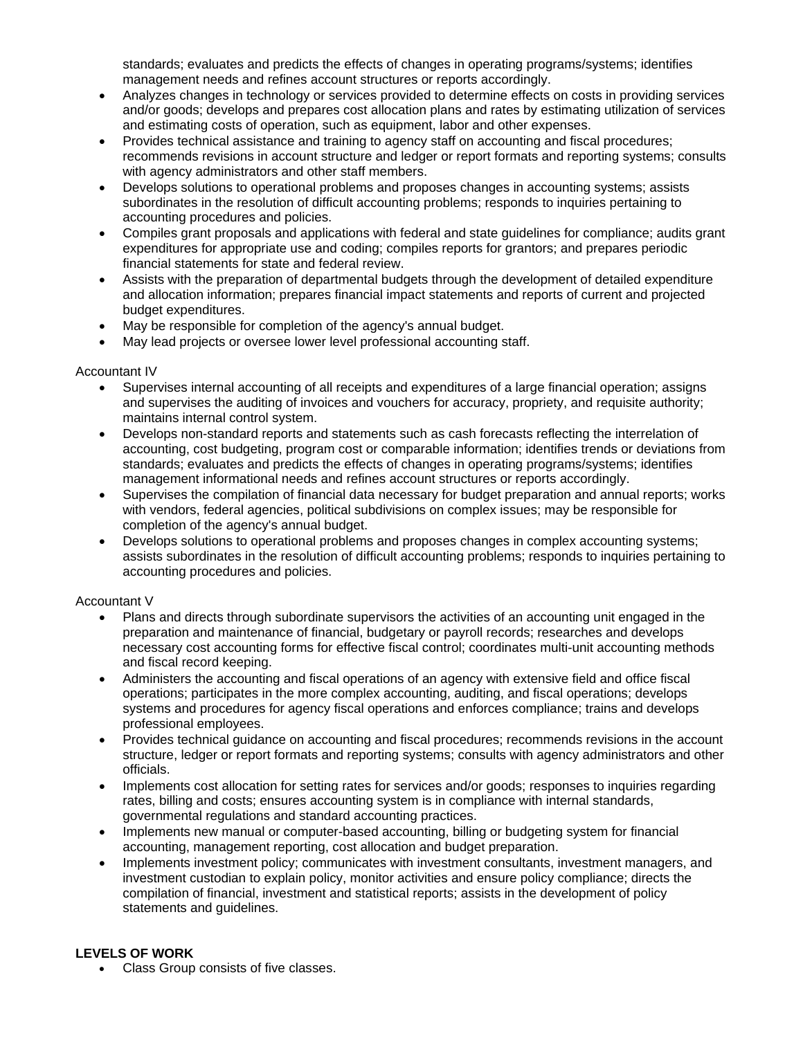- standards; evaluates and predicts the effects of changes in operating programs/systems; identifies management needs and refines account structures or reports accordingly.
- Analyzes changes in technology or services provided to determine effects on costs in providing services and/or goods; develops and prepares cost allocation plans and rates by estimating utilization of services and estimating costs of operation, such as equipment, labor and other expenses.
- Provides technical assistance and training to agency staff on accounting and fiscal procedures; recommends revisions in account structure and ledger or report formats and reporting systems; consults with agency administrators and other staff members.
- Develops solutions to operational problems and proposes changes in accounting systems; assists subordinates in the resolution of difficult accounting problems; responds to inquiries pertaining to accounting procedures and policies.
- Compiles grant proposals and applications with federal and state guidelines for compliance; audits grant expenditures for appropriate use and coding; compiles reports for grantors; and prepares periodic financial statements for state and federal review.
- Assists with the preparation of departmental budgets through the development of detailed expenditure and allocation information; prepares financial impact statements and reports of current and projected budget expenditures.
- May be responsible for completion of the agency's annual budget.
- May lead projects or oversee lower level professional accounting staff.

Accountant IV

- Supervises internal accounting of all receipts and expenditures of a large financial operation; assigns and supervises the auditing of invoices and vouchers for accuracy, propriety, and requisite authority; maintains internal control system.
- Develops non-standard reports and statements such as cash forecasts reflecting the interrelation of accounting, cost budgeting, program cost or comparable information; identifies trends or deviations from standards; evaluates and predicts the effects of changes in operating programs/systems; identifies management informational needs and refines account structures or reports accordingly.
- Supervises the compilation of financial data necessary for budget preparation and annual reports; works with vendors, federal agencies, political subdivisions on complex issues; may be responsible for completion of the agency's annual budget.
- Develops solutions to operational problems and proposes changes in complex accounting systems; assists subordinates in the resolution of difficult accounting problems; responds to inquiries pertaining to accounting procedures and policies.

Accountant V

- Plans and directs through subordinate supervisors the activities of an accounting unit engaged in the preparation and maintenance of financial, budgetary or payroll records; researches and develops necessary cost accounting forms for effective fiscal control; coordinates multi-unit accounting methods and fiscal record keeping.
- Administers the accounting and fiscal operations of an agency with extensive field and office fiscal operations; participates in the more complex accounting, auditing, and fiscal operations; develops systems and procedures for agency fiscal operations and enforces compliance; trains and develops professional employees.
- Provides technical guidance on accounting and fiscal procedures; recommends revisions in the account structure, ledger or report formats and reporting systems; consults with agency administrators and other officials.
- Implements cost allocation for setting rates for services and/or goods; responses to inquiries regarding rates, billing and costs; ensures accounting system is in compliance with internal standards, governmental regulations and standard accounting practices.
- Implements new manual or computer-based accounting, billing or budgeting system for financial accounting, management reporting, cost allocation and budget preparation.
- Implements investment policy; communicates with investment consultants, investment managers, and investment custodian to explain policy, monitor activities and ensure policy compliance; directs the compilation of financial, investment and statistical reports; assists in the development of policy statements and guidelines.

**LEVELS OF WORK**

- Class Group consists of five classes.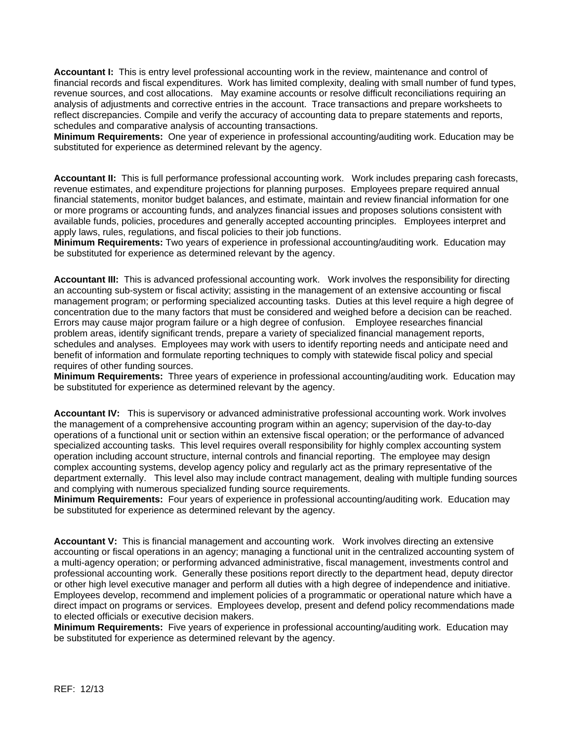**Accountant I:** This is entry level professional accounting work in the review, maintenance and control of financial records and fiscal expenditures. Work has limited complexity, dealing with small number of fund types, revenue sources, and cost allocations. May examine accounts or resolve difficult reconciliations requiring an analysis of adjustments and corrective entries in the account. Trace transactions and prepare worksheets to reflect discrepancies. Compile and verify the accuracy of accounting data to prepare statements and reports, schedules and comparative analysis of accounting transactions.
**Minimum Requirements:** One year of experience in professional accounting/auditing work. Education may be substituted for experience as determined relevant by the agency.

**Accountant II:** This is full performance professional accounting work. Work includes preparing cash forecasts, revenue estimates, and expenditure projections for planning purposes. Employees prepare required annual financial statements, monitor budget balances, and estimate, maintain and review financial information for one or more programs or accounting funds, and analyzes financial issues and proposes solutions consistent with available funds, policies, procedures and generally accepted accounting principles. Employees interpret and apply laws, rules, regulations, and fiscal policies to their job functions.
**Minimum Requirements:** Two years of experience in professional accounting/auditing work. Education may be substituted for experience as determined relevant by the agency.

**Accountant III:** This is advanced professional accounting work. Work involves the responsibility for directing an accounting sub-system or fiscal activity; assisting in the management of an extensive accounting or fiscal management program; or performing specialized accounting tasks. Duties at this level require a high degree of concentration due to the many factors that must be considered and weighed before a decision can be reached. Errors may cause major program failure or a high degree of confusion. Employee researches financial problem areas, identify significant trends, prepare a variety of specialized financial management reports, schedules and analyses. Employees may work with users to identify reporting needs and anticipate need and benefit of information and formulate reporting techniques to comply with statewide fiscal policy and special requires of other funding sources.
**Minimum Requirements:** Three years of experience in professional accounting/auditing work. Education may be substituted for experience as determined relevant by the agency.

**Accountant IV:** This is supervisory or advanced administrative professional accounting work. Work involves the management of a comprehensive accounting program within an agency; supervision of the day-to-day operations of a functional unit or section within an extensive fiscal operation; or the performance of advanced specialized accounting tasks. This level requires overall responsibility for highly complex accounting system operation including account structure, internal controls and financial reporting. The employee may design complex accounting systems, develop agency policy and regularly act as the primary representative of the department externally. This level also may include contract management, dealing with multiple funding sources and complying with numerous specialized funding source requirements.
**Minimum Requirements:** Four years of experience in professional accounting/auditing work. Education may be substituted for experience as determined relevant by the agency.

**Accountant V:** This is financial management and accounting work. Work involves directing an extensive accounting or fiscal operations in an agency; managing a functional unit in the centralized accounting system of a multi-agency operation; or performing advanced administrative, fiscal management, investments control and professional accounting work. Generally these positions report directly to the department head, deputy director or other high level executive manager and perform all duties with a high degree of independence and initiative. Employees develop, recommend and implement policies of a programmatic or operational nature which have a direct impact on programs or services. Employees develop, present and defend policy recommendations made to elected officials or executive decision makers.
**Minimum Requirements:** Five years of experience in professional accounting/auditing work. Education may be substituted for experience as determined relevant by the agency.

REF: 12/13